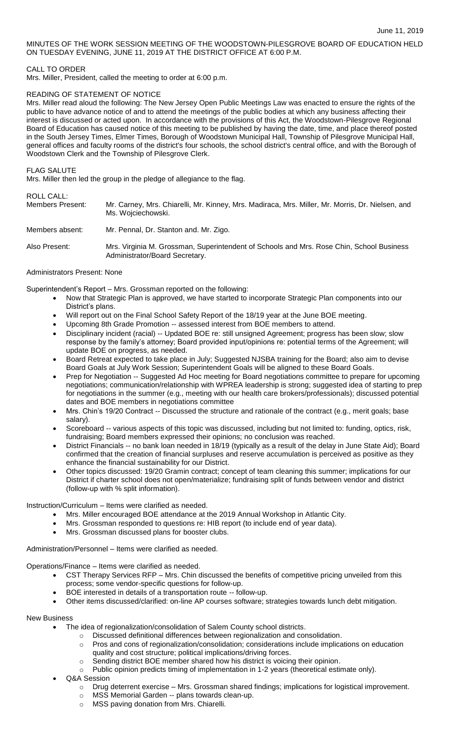June 11, 2019

MINUTES OF THE WORK SESSION MEETING OF THE WOODSTOWN-PILESGROVE BOARD OF EDUCATION HELD ON TUESDAY EVENING, JUNE 11, 2019 AT THE DISTRICT OFFICE AT 6:00 P.M.

CALL TO ORDER

Mrs. Miller, President, called the meeting to order at 6:00 p.m.

READING OF STATEMENT OF NOTICE

Mrs. Miller read aloud the following: The New Jersey Open Public Meetings Law was enacted to ensure the rights of the public to have advance notice of and to attend the meetings of the public bodies at which any business affecting their interest is discussed or acted upon. In accordance with the provisions of this Act, the Woodstown-Pilesgrove Regional Board of Education has caused notice of this meeting to be published by having the date, time, and place thereof posted in the South Jersey Times, Elmer Times, Borough of Woodstown Municipal Hall, Township of Pilesgrove Municipal Hall, general offices and faculty rooms of the district's four schools, the school district's central office, and with the Borough of Woodstown Clerk and the Township of Pilesgrove Clerk.

FLAG SALUTE

Mrs. Miller then led the group in the pledge of allegiance to the flag.

ROLL CALL:

| | |
|---|---|
| Members Present: | Mr. Carney, Mrs. Chiarelli, Mr. Kinney, Mrs. Madiraca, Mrs. Miller, Mr. Morris, Dr. Nielsen, and Ms. Wojciechowski. |
| Members absent: | Mr. Pennal, Dr. Stanton and. Mr. Zigo. |
| Also Present: | Mrs. Virginia M. Grossman, Superintendent of Schools and Mrs. Rose Chin, School Business Administrator/Board Secretary. |

Administrators Present: None

Superintendent's Report – Mrs. Grossman reported on the following:

- Now that Strategic Plan is approved, we have started to incorporate Strategic Plan components into our District's plans.
- Will report out on the Final School Safety Report of the 18/19 year at the June BOE meeting.
- Upcoming 8th Grade Promotion -- assessed interest from BOE members to attend.
- Disciplinary incident (racial) -- Updated BOE re: still unsigned Agreement; progress has been slow; slow response by the family's attorney; Board provided input/opinions re: potential terms of the Agreement; will update BOE on progress, as needed.
- Board Retreat expected to take place in July; Suggested NJSBA training for the Board; also aim to devise Board Goals at July Work Session; Superintendent Goals will be aligned to these Board Goals.
- Prep for Negotiation -- Suggested Ad Hoc meeting for Board negotiations committee to prepare for upcoming negotiations; communication/relationship with WPREA leadership is strong; suggested idea of starting to prep for negotiations in the summer (e.g., meeting with our health care brokers/professionals); discussed potential dates and BOE members in negotiations committee
- Mrs. Chin's 19/20 Contract -- Discussed the structure and rationale of the contract (e.g., merit goals; base salary).
- Scoreboard -- various aspects of this topic was discussed, including but not limited to: funding, optics, risk, fundraising; Board members expressed their opinions; no conclusion was reached.
- District Financials -- no bank loan needed in 18/19 (typically as a result of the delay in June State Aid); Board confirmed that the creation of financial surpluses and reserve accumulation is perceived as positive as they enhance the financial sustainability for our District.
- Other topics discussed: 19/20 Gramin contract; concept of team cleaning this summer; implications for our District if charter school does not open/materialize; fundraising split of funds between vendor and district (follow-up with % split information).

Instruction/Curriculum – Items were clarified as needed.

- Mrs. Miller encouraged BOE attendance at the 2019 Annual Workshop in Atlantic City.
- Mrs. Grossman responded to questions re: HIB report (to include end of year data).
- Mrs. Grossman discussed plans for booster clubs.

Administration/Personnel – Items were clarified as needed.

Operations/Finance – Items were clarified as needed.

- CST Therapy Services RFP – Mrs. Chin discussed the benefits of competitive pricing unveiled from this process; some vendor-specific questions for follow-up.
- BOE interested in details of a transportation route -- follow-up.
- Other items discussed/clarified: on-line AP courses software; strategies towards lunch debt mitigation.

New Business

- The idea of regionalization/consolidation of Salem County school districts.
  - Discussed definitional differences between regionalization and consolidation.
  - Pros and cons of regionalization/consolidation; considerations include implications on education quality and cost structure; political implications/driving forces.
  - Sending district BOE member shared how his district is voicing their opinion.
  - Public opinion predicts timing of implementation in 1-2 years (theoretical estimate only).
- Q&A Session
  - Drug deterrent exercise – Mrs. Grossman shared findings; implications for logistical improvement.
  - MSS Memorial Garden -- plans towards clean-up.
  - MSS paving donation from Mrs. Chiarelli.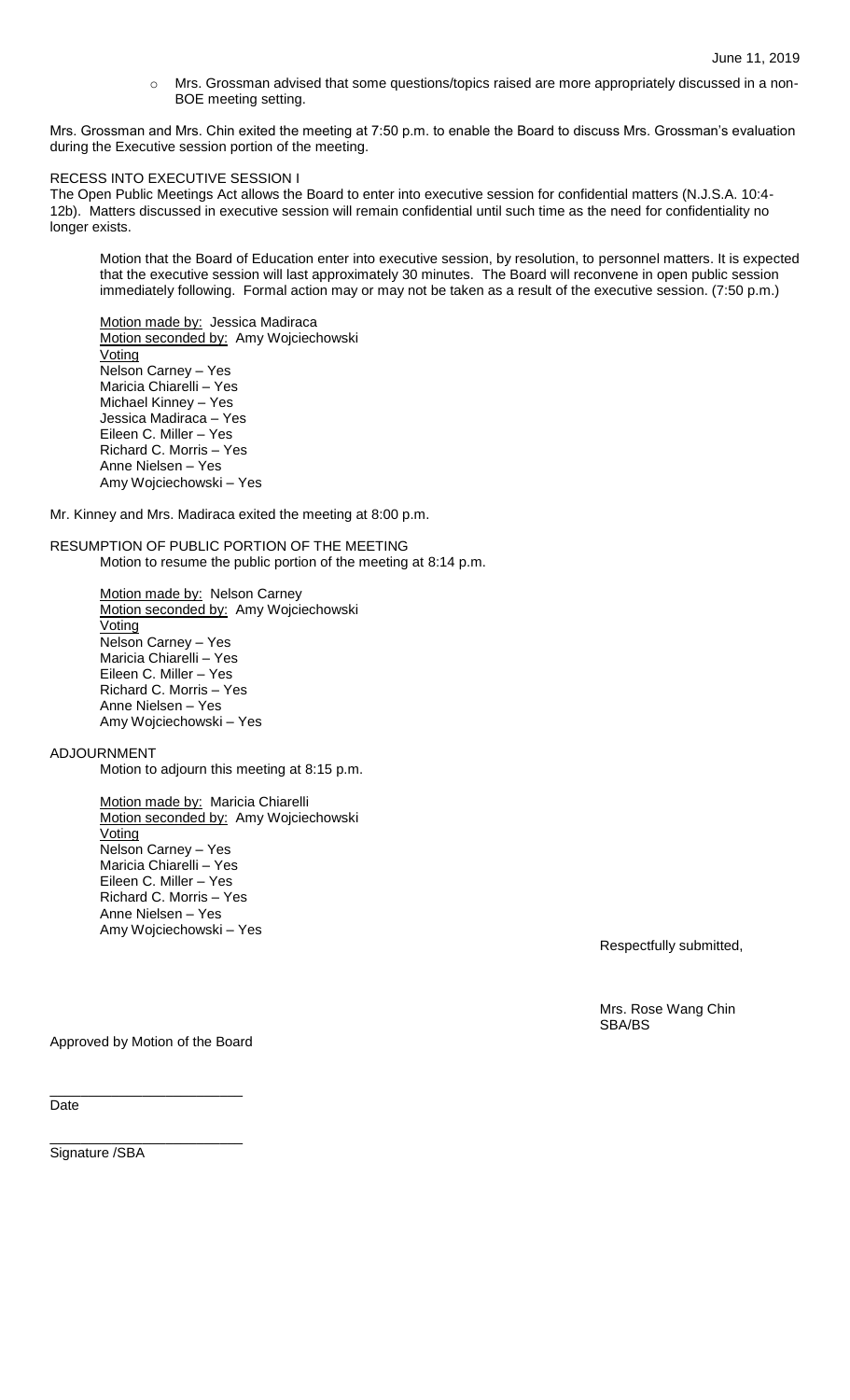- Mrs. Grossman advised that some questions/topics raised are more appropriately discussed in a non-BOE meeting setting.

Mrs. Grossman and Mrs. Chin exited the meeting at 7:50 p.m. to enable the Board to discuss Mrs. Grossman's evaluation during the Executive session portion of the meeting.

RECESS INTO EXECUTIVE SESSION I

The Open Public Meetings Act allows the Board to enter into executive session for confidential matters (N.J.S.A. 10:4-12b). Matters discussed in executive session will remain confidential until such time as the need for confidentiality no longer exists.

Motion that the Board of Education enter into executive session, by resolution, to personnel matters. It is expected that the executive session will last approximately 30 minutes. The Board will reconvene in open public session immediately following. Formal action may or may not be taken as a result of the executive session. (7:50 p.m.)

Motion made by: Jessica Madiraca
Motion seconded by: Amy Wojciechowski
Voting
Nelson Carney – Yes
Maricia Chiarelli – Yes
Michael Kinney – Yes
Jessica Madiraca – Yes
Eileen C. Miller – Yes
Richard C. Morris – Yes
Anne Nielsen – Yes
Amy Wojciechowski – Yes

Mr. Kinney and Mrs. Madiraca exited the meeting at 8:00 p.m.

RESUMPTION OF PUBLIC PORTION OF THE MEETING

Motion to resume the public portion of the meeting at 8:14 p.m.

Motion made by: Nelson Carney
Motion seconded by: Amy Wojciechowski
Voting
Nelson Carney – Yes
Maricia Chiarelli – Yes
Eileen C. Miller – Yes
Richard C. Morris – Yes
Anne Nielsen – Yes
Amy Wojciechowski – Yes

ADJOURNMENT

Motion to adjourn this meeting at 8:15 p.m.

Motion made by: Maricia Chiarelli
Motion seconded by: Amy Wojciechowski
Voting
Nelson Carney – Yes
Maricia Chiarelli – Yes
Eileen C. Miller – Yes
Richard C. Morris – Yes
Anne Nielsen – Yes
Amy Wojciechowski – Yes

Respectfully submitted,

Mrs. Rose Wang Chin
SBA/BS

Approved by Motion of the Board

Date

Signature /SBA